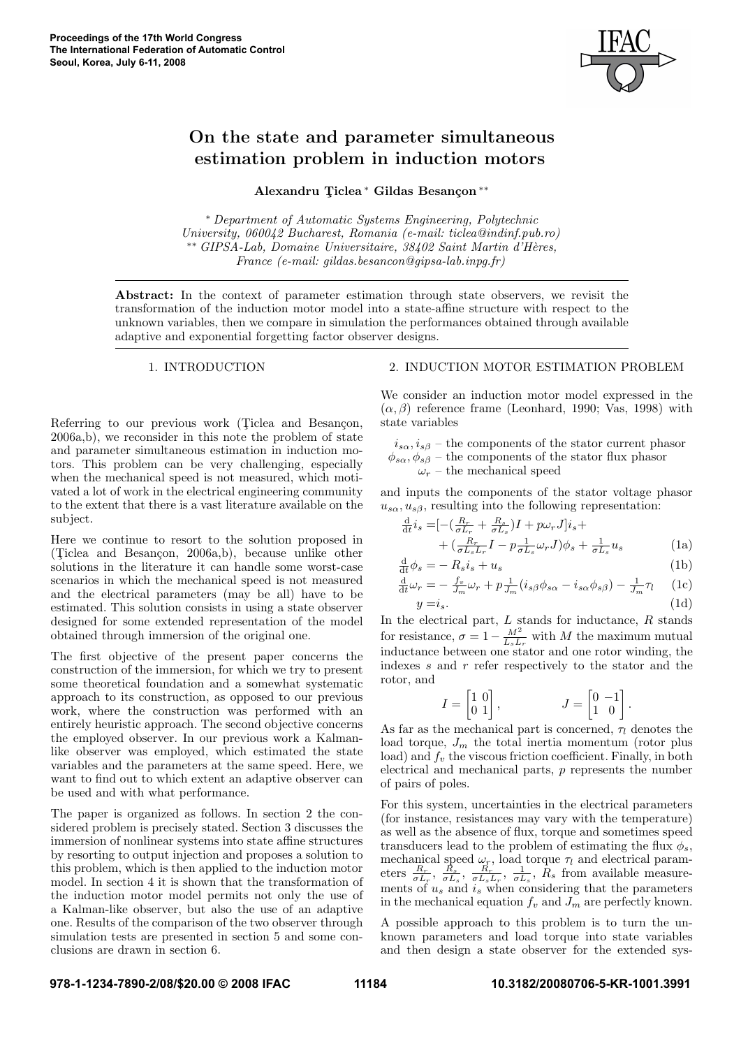# On the state and parameter simultaneous estimation problem in induction motors

**Alexandru Ţiclea [*] Gildas Besançon [**]**

[*] *Department of Automatic Systems Engineering, Polytechnic University, 060042 Bucharest, Romania (e-mail: ticlea@indinf.pub.ro)*
[**] *GIPSA-Lab, Domaine Universitaire, 38402 Saint Martin d'Hères, France (e-mail: gildas.besancon@gipsa-lab.inpg.fr)*

**Abstract:** In the context of parameter estimation through state observers, we revisit the transformation of the induction motor model into a state-affine structure with respect to the unknown variables, then we compare in simulation the performances obtained through available adaptive and exponential forgetting factor observer designs.

## 1. INTRODUCTION

Referring to our previous work (Ţiclea and Besançon, 2006a,b), we reconsider in this note the problem of state and parameter simultaneous estimation in induction motors. This problem can be very challenging, especially when the mechanical speed is not measured, which motivated a lot of work in the electrical engineering community to the extent that there is a vast literature available on the subject.

Here we continue to resort to the solution proposed in (Ţiclea and Besançon, 2006a,b), because unlike other solutions in the literature it can handle some worst-case scenarios in which the mechanical speed is not measured and the electrical parameters (may be all) have to be estimated. This solution consists in using a state observer designed for some extended representation of the model obtained through immersion of the original one.

The first objective of the present paper concerns the construction of the immersion, for which we try to present some theoretical foundation and a somewhat systematic approach to its construction, as opposed to our previous work, where the construction was performed with an entirely heuristic approach. The second objective concerns the employed observer. In our previous work a Kalman-like observer was employed, which estimated the state variables and the parameters at the same speed. Here, we want to find out to which extent an adaptive observer can be used and with what performance.

The paper is organized as follows. In section 2 the considered problem is precisely stated. Section 3 discusses the immersion of nonlinear systems into state affine structures by resorting to output injection and proposes a solution to this problem, which is then applied to the induction motor model. In section 4 it is shown that the transformation of the induction motor model permits not only the use of a Kalman-like observer, but also the use of an adaptive one. Results of the comparison of the two observer through simulation tests are presented in section 5 and some conclusions are drawn in section 6.

## 2. INDUCTION MOTOR ESTIMATION PROBLEM

We consider an induction motor model expressed in the $(\alpha, \beta)$ reference frame (Leonhard, 1990; Vas, 1998) with state variables

$i_{s\alpha}, i_{s\beta}$ – the components of the stator current phasor
$\phi_{s\alpha}, \phi_{s\beta}$ – the components of the stator flux phasor
$\omega_r$ – the mechanical speed

and inputs the components of the stator voltage phasor $u_{s\alpha}, u_{s\beta}$, resulting into the following representation:

$$
\begin{aligned}
\tfrac{\mathrm{d}}{\mathrm{d}t} i_s =& [-(\tfrac{R_r}{\sigma L_r} + \tfrac{R_s}{\sigma L_s})I + p\omega_r J] i_s + \\
&+ (\tfrac{R_r}{\sigma L_s L_r} I - p\tfrac{1}{\sigma L_s}\omega_r J)\phi_s + \tfrac{1}{\sigma L_s} u_s
\end{aligned} \tag{1a}
$$

$$
\tfrac{\mathrm{d}}{\mathrm{d}t}\phi_s = -R_s i_s + u_s \tag{1b}
$$

$$
\tfrac{\mathrm{d}}{\mathrm{d}t}\omega_r = -\tfrac{f_v}{J_m}\omega_r + p\tfrac{1}{J_m}(i_{s\beta}\phi_{s\alpha} - i_{s\alpha}\phi_{s\beta}) - \tfrac{1}{J_m}\tau_l \tag{1c}
$$

$$
y = i_s. \tag{1d}
$$

In the electrical part, $L$ stands for inductance, $R$ stands for resistance, $\sigma = 1 - \frac{M^2}{L_s L_r}$ with $M$ the maximum mutual inductance between one stator and one rotor winding, the indexes $s$ and $r$ refer respectively to the stator and the rotor, and

$$
I = \begin{bmatrix} 1 & 0 \\ 0 & 1 \end{bmatrix}, \qquad J = \begin{bmatrix} 0 & -1 \\ 1 & 0 \end{bmatrix}.
$$

As far as the mechanical part is concerned, $\tau_l$ denotes the load torque, $J_m$ the total inertia momentum (rotor plus load) and $f_v$ the viscous friction coefficient. Finally, in both electrical and mechanical parts, $p$ represents the number of pairs of poles.

For this system, uncertainties in the electrical parameters (for instance, resistances may vary with the temperature) as well as the absence of flux, torque and sometimes speed transducers lead to the problem of estimating the flux $\phi_s$, mechanical speed $\omega_r$, load torque $\tau_l$ and electrical parameters $\frac{R_r}{\sigma L_r}$, $\frac{R_s}{\sigma L_s}$, $\frac{R_r}{\sigma L_s L_r}$, $\frac{1}{\sigma L_s}$, $R_s$ from available measurements of $u_s$ and $i_s$ when considering that the parameters in the mechanical equation $f_v$ and $J_m$ are perfectly known.

A possible approach to this problem is to turn the unknown parameters and load torque into state variables and then design a state observer for the extended sys-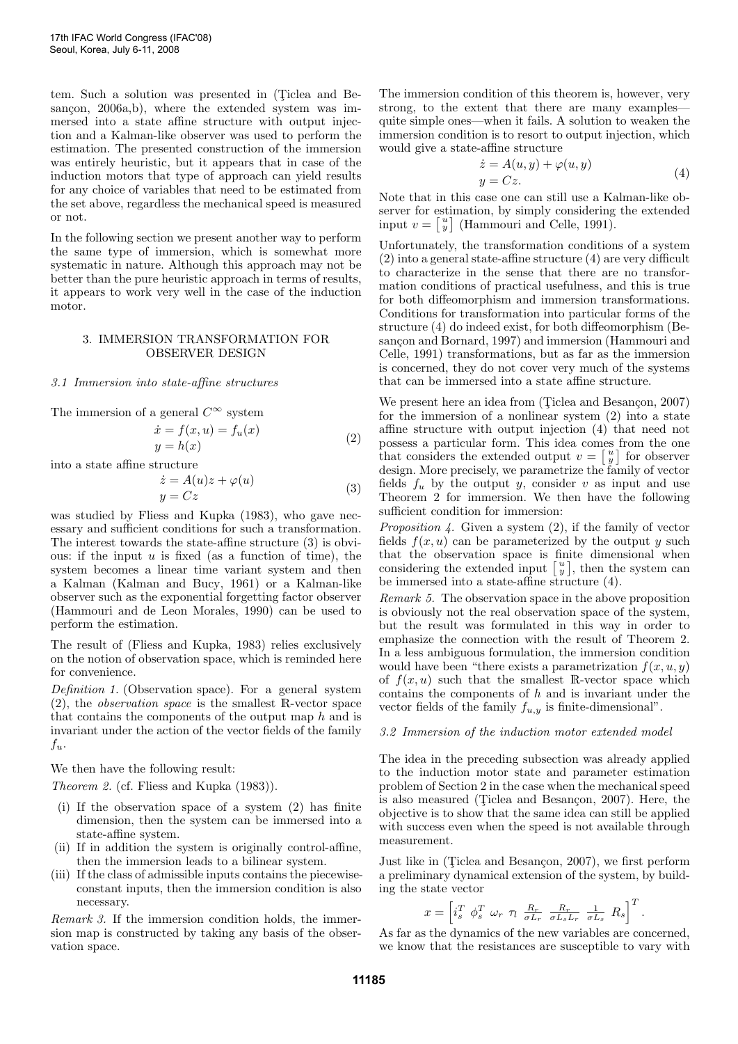tem. Such a solution was presented in (Ţiclea and Besançon, 2006a,b), where the extended system was immersed into a state affine structure with output injection and a Kalman-like observer was used to perform the estimation. The presented construction of the immersion was entirely heuristic, but it appears that in case of the induction motors that type of approach can yield results for any choice of variables that need to be estimated from the set above, regardless the mechanical speed is measured or not.

In the following section we present another way to perform the same type of immersion, which is somewhat more systematic in nature. Although this approach may not be better than the pure heuristic approach in terms of results, it appears to work very well in the case of the induction motor.

## 3. IMMERSION TRANSFORMATION FOR OBSERVER DESIGN

### 3.1 Immersion into state-affine structures

The immersion of a general $C^\infty$ system

$$\begin{aligned} \dot{x} &= f(x,u) = f_u(x) \\ y &= h(x) \end{aligned} \tag{2}$$

into a state affine structure

$$\begin{aligned} \dot{z} &= A(u)z + \varphi(u) \\ y &= Cz \end{aligned} \tag{3}$$

was studied by Fliess and Kupka (1983), who gave necessary and sufficient conditions for such a transformation. The interest towards the state-affine structure (3) is obvious: if the input $u$ is fixed (as a function of time), the system becomes a linear time variant system and then a Kalman (Kalman and Bucy, 1961) or a Kalman-like observer such as the exponential forgetting factor observer (Hammouri and de Leon Morales, 1990) can be used to perform the estimation.

The result of (Fliess and Kupka, 1983) relies exclusively on the notion of observation space, which is reminded here for convenience.

*Definition 1.* (Observation space). For a general system (2), the *observation space* is the smallest $\mathbb{R}$-vector space that contains the components of the output map $h$ and is invariant under the action of the vector fields of the family $f_u$.

We then have the following result:

*Theorem 2.* (cf. Fliess and Kupka (1983)).

- (i) If the observation space of a system (2) has finite dimension, then the system can be immersed into a state-affine system.
- (ii) If in addition the system is originally control-affine, then the immersion leads to a bilinear system.
- (iii) If the class of admissible inputs contains the piecewise-constant inputs, then the immersion condition is also necessary.

*Remark 3.* If the immersion condition holds, the immersion map is constructed by taking any basis of the observation space.

The immersion condition of this theorem is, however, very strong, to the extent that there are many examples—quite simple ones—when it fails. A solution to weaken the immersion condition is to resort to output injection, which would give a state-affine structure

$$\begin{aligned} \dot{z} &= A(u,y) + \varphi(u,y) \\ y &= Cz. \end{aligned} \tag{4}$$

Note that in this case one can still use a Kalman-like observer for estimation, by simply considering the extended input $v = \left[\begin{smallmatrix} u \\ y \end{smallmatrix}\right]$ (Hammouri and Celle, 1991).

Unfortunately, the transformation conditions of a system (2) into a general state-affine structure (4) are very difficult to characterize in the sense that there are no transformation conditions of practical usefulness, and this is true for both diffeomorphism and immersion transformations. Conditions for transformation into particular forms of the structure (4) do indeed exist, for both diffeomorphism (Besançon and Bornard, 1997) and immersion (Hammouri and Celle, 1991) transformations, but as far as the immersion is concerned, they do not cover very much of the systems that can be immersed into a state affine structure.

We present here an idea from (Ţiclea and Besançon, 2007) for the immersion of a nonlinear system (2) into a state affine structure with output injection (4) that need not possess a particular form. This idea comes from the one that considers the extended output $v = \left[\begin{smallmatrix} u \\ y \end{smallmatrix}\right]$ for observer design. More precisely, we parametrize the family of vector fields $f_u$ by the output $y$, consider $v$ as input and use Theorem 2 for immersion. We then have the following sufficient condition for immersion:

*Proposition 4.* Given a system (2), if the family of vector fields $f(x,u)$ can be parameterized by the output $y$ such that the observation space is finite dimensional when considering the extended input $\left[\begin{smallmatrix} u \\ y \end{smallmatrix}\right]$, then the system can be immersed into a state-affine structure (4).

*Remark 5.* The observation space in the above proposition is obviously not the real observation space of the system, but the result was formulated in this way in order to emphasize the connection with the result of Theorem 2. In a less ambiguous formulation, the immersion condition would have been "there exists a parametrization $f(x,u,y)$ of $f(x,u)$ such that the smallest $\mathbb{R}$-vector space which contains the components of $h$ and is invariant under the vector fields of the family $f_{u,y}$ is finite-dimensional".

### 3.2 Immersion of the induction motor extended model

The idea in the preceding subsection was already applied to the induction motor state and parameter estimation problem of Section 2 in the case when the mechanical speed is also measured (Ţiclea and Besançon, 2007). Here, the objective is to show that the same idea can still be applied with success even when the speed is not available through measurement.

Just like in (Ţiclea and Besançon, 2007), we first perform a preliminary dynamical extension of the system, by building the state vector

$$x = \left[ i_s^T \;\; \phi_s^T \;\; \omega_r \;\; \tau_l \;\; \frac{R_r}{\sigma L_r} \;\; \frac{R_r}{\sigma L_s L_r} \;\; \frac{1}{\sigma L_s} \;\; R_s \right]^T.$$

As far as the dynamics of the new variables are concerned, we know that the resistances are susceptible to vary with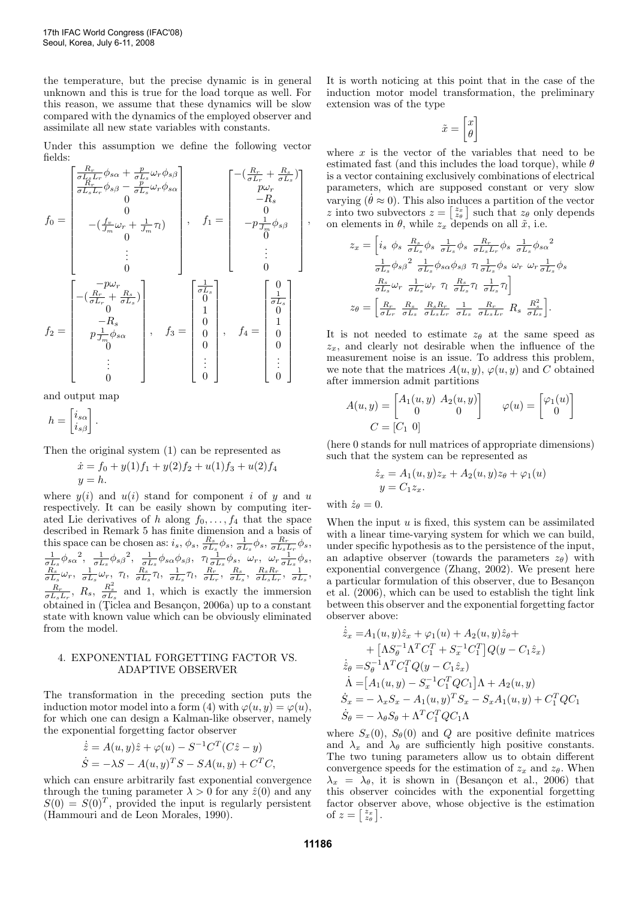the temperature, but the precise dynamic is in general unknown and this is true for the load torque as well. For this reason, we assume that these dynamics will be slow compared with the dynamics of the employed observer and assimilate all new state variables with constants.

Under this assumption we define the following vector fields:

$$
f_0 = \begin{bmatrix} \frac{R_r}{\sigma L_s L_r}\phi_{s\alpha} + \frac{p}{\sigma L_s}\omega_r\phi_{s\beta} \\ \frac{R_r}{\sigma L_s L_r}\phi_{s\beta} - \frac{p}{\sigma L_s}\omega_r\phi_{s\alpha} \\ 0 \\ 0 \\ -(\frac{f_v}{J_m}\omega_r + \frac{1}{J_m}\tau_l) \\ 0 \\ \vdots \\ 0 \end{bmatrix}, \quad f_1 = \begin{bmatrix} -(\frac{R_r}{\sigma L_r} + \frac{R_s}{\sigma L_s}) \\ p\omega_r \\ -R_s \\ 0 \\ -p\frac{1}{J_m}\phi_{s\beta} \\ 0 \\ \vdots \\ 0 \end{bmatrix},
$$

$$
f_2 = \begin{bmatrix} -p\omega_r \\ -(\frac{R_r}{\sigma L_r} + \frac{R_s}{\sigma L_s}) \\ 0 \\ -R_s \\ p\frac{1}{J_m}\phi_{s\alpha} \\ 0 \\ \vdots \\ 0 \end{bmatrix}, \quad f_3 = \begin{bmatrix} \frac{1}{\sigma L_s} \\ 0 \\ 1 \\ 0 \\ 0 \\ 0 \\ \vdots \\ 0 \end{bmatrix}, \quad f_4 = \begin{bmatrix} 0 \\ \frac{1}{\sigma L_s} \\ 0 \\ 1 \\ 0 \\ 0 \\ \vdots \\ 0 \end{bmatrix}
$$

and output map

$$
h = \begin{bmatrix} i_{s\alpha} \\ i_{s\beta} \end{bmatrix}.
$$

Then the original system (1) can be represented as

$$
\dot{x} = f_0 + y(1)f_1 + y(2)f_2 + u(1)f_3 + u(2)f_4
$$
$$
y = h.
$$

where $y(i)$ and $u(i)$ stand for component $i$ of $y$ and $u$ respectively. It can be easily shown by computing iterated Lie derivatives of $h$ along $f_0, \ldots, f_4$ that the space described in Remark 5 has finite dimension and a basis of this space can be chosen as: $i_s$, $\phi_s$, $\frac{R_s}{\sigma L_s}\phi_s$, $\frac{1}{\sigma L_s}\phi_s$, $\frac{R_r}{\sigma L_s L_r}\phi_s$, $\frac{1}{\sigma L_s}{\phi_{s\alpha}}^2$, $\frac{1}{\sigma L_s}{\phi_{s\beta}}^2$, $\frac{1}{\sigma L_s}\phi_{s\alpha}\phi_{s\beta}$, $\tau_l\frac{1}{\sigma L_s}\phi_s$, $\omega_r$, $\omega_r\frac{1}{\sigma L_s}\phi_s$, $\frac{R_s}{\sigma L_s}\omega_r$, $\frac{1}{\sigma L_s}\omega_r$, $\tau_l$, $\frac{R_s}{\sigma L_s}\tau_l$, $\frac{1}{\sigma L_s}\tau_l$, $\frac{R_r}{\sigma L_r}$, $\frac{R_s}{\sigma L_s}$, $\frac{R_s R_r}{\sigma L_s L_r}$, $\frac{1}{\sigma L_s}$, $\frac{R_r}{\sigma L_s L_r}$, $R_s$, $\frac{R_s^2}{\sigma L_s}$ and 1, which is exactly the immersion obtained in (Ţiclea and Besançon, 2006a) up to a constant state with known value which can be obviously eliminated from the model.

## 4. EXPONENTIAL FORGETTING FACTOR VS. ADAPTIVE OBSERVER

The transformation in the preceding section puts the induction motor model into a form (4) with $\varphi(u, y) = \varphi(u)$, for which one can design a Kalman-like observer, namely the exponential forgetting factor observer

$$
\dot{\hat{z}} = A(u, y)\hat{z} + \varphi(u) - S^{-1}C^T(C\hat{z} - y)
$$
$$
\dot{S} = -\lambda S - A(u, y)^T S - SA(u, y) + C^T C,
$$

which can ensure arbitrarily fast exponential convergence through the tuning parameter $\lambda > 0$ for any $\hat{z}(0)$ and any $S(0) = S(0)^T$, provided the input is regularly persistent (Hammouri and de Leon Morales, 1990).

It is worth noticing at this point that in the case of the induction motor model transformation, the preliminary extension was of the type

$$
\tilde{x} = \begin{bmatrix} x \\ \theta \end{bmatrix}
$$

where $x$ is the vector of the variables that need to be estimated fast (and this includes the load torque), while $\theta$ is a vector containing exclusively combinations of electrical parameters, which are supposed constant or very slow varying ($\dot{\theta} \approx 0$). This also induces a partition of the vector $z$ into two subvectors $z = \left[\begin{smallmatrix} z_x \\ z_\theta \end{smallmatrix}\right]$ such that $z_\theta$ only depends on elements in $\theta$, while $z_x$ depends on all $\tilde{x}$, i.e.

$$
\begin{aligned}
z_x = \Big[ & i_s \;\; \phi_s \;\; \tfrac{R_s}{\sigma L_s}\phi_s \;\; \tfrac{1}{\sigma L_s}\phi_s \;\; \tfrac{R_r}{\sigma L_s L_r}\phi_s \;\; \tfrac{1}{\sigma L_s}{\phi_{s\alpha}}^2 \\
& \tfrac{1}{\sigma L_s}{\phi_{s\beta}}^2 \;\; \tfrac{1}{\sigma L_s}\phi_{s\alpha}\phi_{s\beta} \;\; \tau_l\tfrac{1}{\sigma L_s}\phi_s \;\; \omega_r \;\; \omega_r\tfrac{1}{\sigma L_s}\phi_s \\
& \tfrac{R_s}{\sigma L_s}\omega_r \;\; \tfrac{1}{\sigma L_s}\omega_r \;\; \tau_l \;\; \tfrac{R_s}{\sigma L_s}\tau_l \;\; \tfrac{1}{\sigma L_s}\tau_l \Big] \\
z_\theta = \Big[ & \tfrac{R_r}{\sigma L_r} \;\; \tfrac{R_s}{\sigma L_s} \;\; \tfrac{R_s R_r}{\sigma L_s L_r} \;\; \tfrac{1}{\sigma L_s} \;\; \tfrac{R_r}{\sigma L_s L_r} \;\; R_s \;\; \tfrac{R_s^2}{\sigma L_s} \Big].
\end{aligned}
$$

It is not needed to estimate $z_\theta$ at the same speed as $z_x$, and clearly not desirable when the influence of the measurement noise is an issue. To address this problem, we note that the matrices $A(u, y)$, $\varphi(u, y)$ and $C$ obtained after immersion admit partitions

$$
A(u, y) = \begin{bmatrix} A_1(u, y) & A_2(u, y) \\ 0 & 0 \end{bmatrix} \qquad \varphi(u) = \begin{bmatrix} \varphi_1(u) \\ 0 \end{bmatrix}
$$
$$
C = [C_1 \;\; 0]
$$

(here 0 stands for null matrices of appropriate dimensions) such that the system can be represented as

$$
\dot{z}_x = A_1(u, y)z_x + A_2(u, y)z_\theta + \varphi_1(u)
$$
$$
y = C_1 z_x.
$$

with $\dot{z}_\theta = 0$.

When the input $u$ is fixed, this system can be assimilated with a linear time-varying system for which we can build, under specific hypothesis as to the persistence of the input, an adaptive observer (towards the parameters $z_\theta$) with exponential convergence (Zhang, 2002). We present here a particular formulation of this observer, due to Besançon et al. (2006), which can be used to establish the tight link between this observer and the exponential forgetting factor observer above:

$$
\begin{aligned}
\dot{\hat{z}}_x &= A_1(u, y)\hat{z}_x + \varphi_1(u) + A_2(u, y)\hat{z}_\theta + \\
&\quad + \left[\Lambda S_\theta^{-1}\Lambda^T C_1^T + S_x^{-1}C_1^T\right]Q(y - C_1\hat{z}_x) \\
\dot{\hat{z}}_\theta &= S_\theta^{-1}\Lambda^T C_1^T Q(y - C_1\hat{z}_x) \\
\dot{\Lambda} &= \left[A_1(u, y) - S_x^{-1}C_1^T QC_1\right]\Lambda + A_2(u, y) \\
\dot{S}_x &= -\lambda_x S_x - A_1(u, y)^T S_x - S_x A_1(u, y) + C_1^T QC_1 \\
\dot{S}_\theta &= -\lambda_\theta S_\theta + \Lambda^T C_1^T QC_1\Lambda
\end{aligned}
$$

where $S_x(0)$, $S_\theta(0)$ and $Q$ are positive definite matrices and $\lambda_x$ and $\lambda_\theta$ are sufficiently high positive constants. The two tuning parameters allow us to obtain different convergence speeds for the estimation of $z_x$ and $z_\theta$. When $\lambda_x = \lambda_\theta$, it is shown in (Besançon et al., 2006) that this observer coincides with the exponential forgetting factor observer above, whose objective is the estimation of $z = \left[\begin{smallmatrix} z_x \\ z_\theta \end{smallmatrix}\right]$.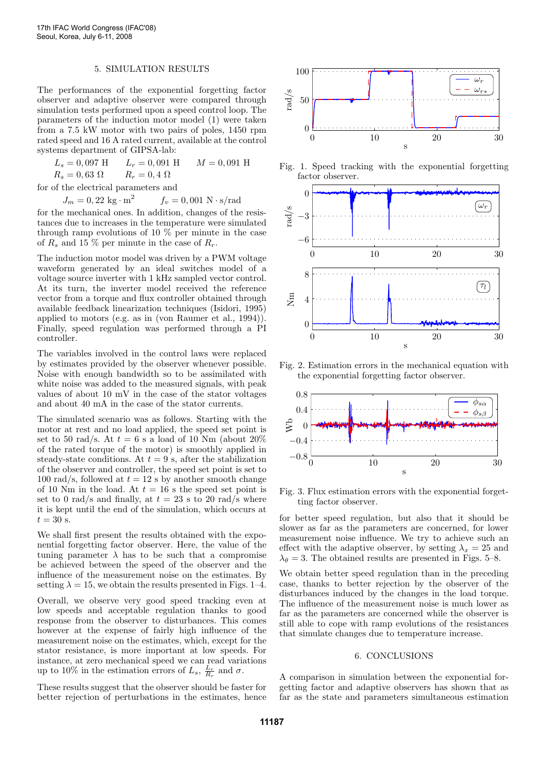## 5. SIMULATION RESULTS

The performances of the exponential forgetting factor observer and adaptive observer were compared through simulation tests performed upon a speed control loop. The parameters of the induction motor model (1) were taken from a 7.5 kW motor with two pairs of poles, 1450 rpm rated speed and 16 A rated current, available at the control systems department of GIPSA-lab:

$$L_s = 0,097 \text{ H} \qquad L_r = 0,091 \text{ H} \qquad M = 0,091 \text{ H}$$
$$R_s = 0,63 \ \Omega \qquad R_r = 0,4 \ \Omega$$

for of the electrical parameters and

$$J_m = 0,22 \text{ kg} \cdot \text{m}^2 \qquad f_v = 0,001 \text{ N} \cdot \text{s/rad}$$

for the mechanical ones. In addition, changes of the resistances due to increases in the temperature were simulated through ramp evolutions of 10 % per minute in the case of $R_s$ and 15 % per minute in the case of $R_r$.

The induction motor model was driven by a PWM voltage waveform generated by an ideal switches model of a voltage source inverter with 1 kHz sampled vector control. At its turn, the inverter model received the reference vector from a torque and flux controller obtained through available feedback linearization techniques (Isidori, 1995) applied to motors (e.g. as in (von Raumer et al., 1994)). Finally, speed regulation was performed through a PI controller.

The variables involved in the control laws were replaced by estimates provided by the observer whenever possible. Noise with enough bandwidth so to be assimilated with white noise was added to the measured signals, with peak values of about 10 mV in the case of the stator voltages and about 40 mA in the case of the stator currents.

The simulated scenario was as follows. Starting with the motor at rest and no load applied, the speed set point is set to 50 rad/s. At $t = 6$ s a load of 10 Nm (about 20% of the rated torque of the motor) is smoothly applied in steady-state conditions. At $t = 9$ s, after the stabilization of the observer and controller, the speed set point is set to 100 rad/s, followed at $t = 12$ s by another smooth change of 10 Nm in the load. At $t = 16$ s the speed set point is set to 0 rad/s and finally, at $t = 23$ s to 20 rad/s where it is kept until the end of the simulation, which occurs at $t = 30$ s.

We shall first present the results obtained with the exponential forgetting factor observer. Here, the value of the tuning parameter $\lambda$ has to be such that a compromise be achieved between the speed of the observer and the influence of the measurement noise on the estimates. By setting $\lambda = 15$, we obtain the results presented in Figs. 1–4.

Overall, we observe very good speed tracking even at low speeds and acceptable regulation thanks to good response from the observer to disturbances. This comes however at the expense of fairly high influence of the measurement noise on the estimates, which, except for the stator resistance, is more important at low speeds. For instance, at zero mechanical speed we can read variations up to 10% in the estimation errors of $L_s$, $\frac{L_r}{R_r}$ and $\sigma$.

These results suggest that the observer should be faster for better rejection of perturbations in the estimates, hence for better speed regulation, but also that it should be slower as far as the parameters are concerned, for lower measurement noise influence. We try to achieve such an effect with the adaptive observer, by setting $\lambda_x = 25$ and $\lambda_\theta = 3$. The obtained results are presented in Figs. 5–8.

We obtain better speed regulation than in the preceding case, thanks to better rejection by the observer of the disturbances induced by the changes in the load torque. The influence of the measurement noise is much lower as far as the parameters are concerned while the observer is still able to cope with ramp evolutions of the resistances that simulate changes due to temperature increase.

Fig. 1. Speed tracking with the exponential forgetting factor observer.

Fig. 2. Estimation errors in the mechanical equation with the exponential forgetting factor observer.

Fig. 3. Flux estimation errors with the exponential forgetting factor observer.

## 6. CONCLUSIONS

A comparison in simulation between the exponential forgetting factor and adaptive observers has shown that as far as the state and parameters simultaneous estimation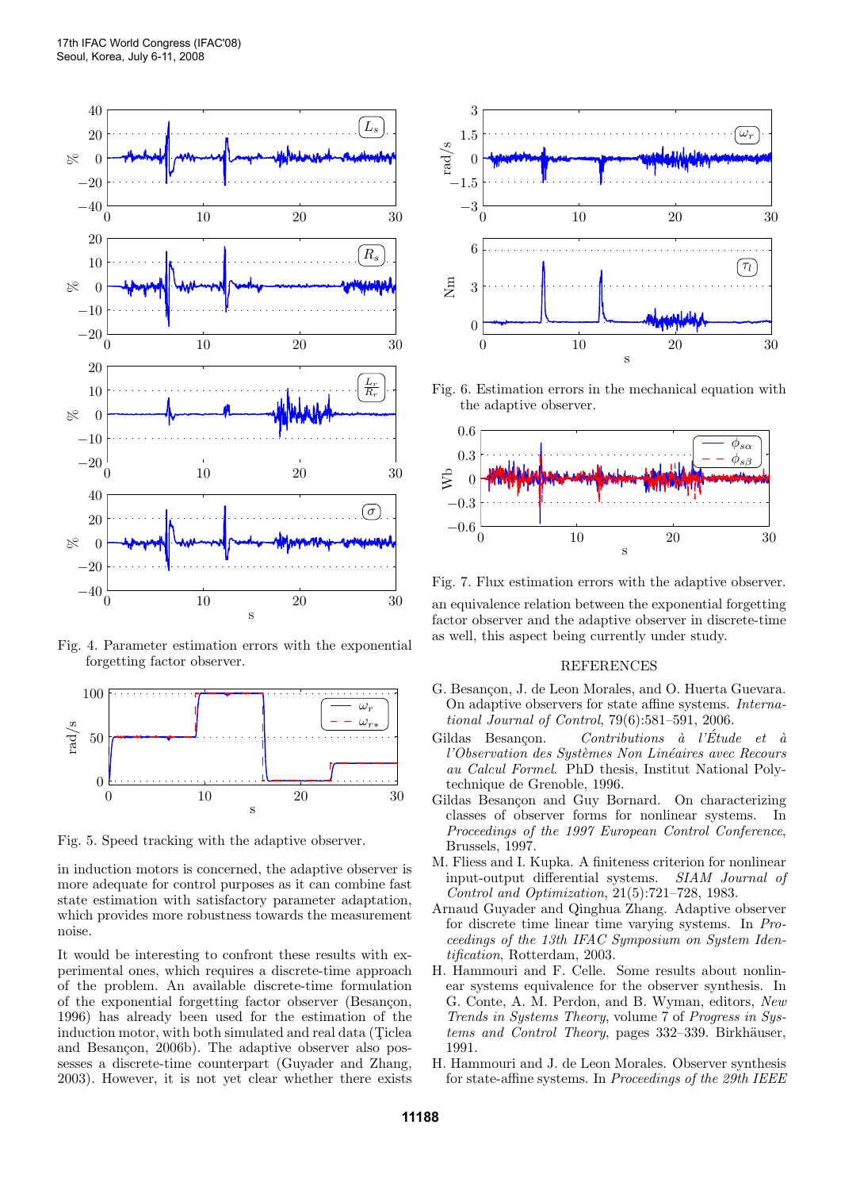Fig. 4. Parameter estimation errors with the exponential forgetting factor observer.

Fig. 5. Speed tracking with the adaptive observer.

in induction motors is concerned, the adaptive observer is more adequate for control purposes as it can combine fast state estimation with satisfactory parameter adaptation, which provides more robustness towards the measurement noise.

It would be interesting to confront these results with experimental ones, which requires a discrete-time approach of the problem. An available discrete-time formulation of the exponential forgetting factor observer (Besançon, 1996) has already been used for the estimation of the induction motor, with both simulated and real data (Ţiclea and Besançon, 2006b). The adaptive observer also possesses a discrete-time counterpart (Guyader and Zhang, 2003). However, it is not yet clear whether there exists an equivalence relation between the exponential forgetting factor observer and the adaptive observer in discrete-time as well, this aspect being currently under study.

Fig. 6. Estimation errors in the mechanical equation with the adaptive observer.

Fig. 7. Flux estimation errors with the adaptive observer.

## REFERENCES

G. Besançon, J. de Leon Morales, and O. Huerta Guevara. On adaptive observers for state affine systems. *International Journal of Control*, 79(6):581–591, 2006.

Gildas Besançon. *Contributions à l'Étude et à l'Observation des Systèmes Non Linéaires avec Recours au Calcul Formel*. PhD thesis, Institut National Polytechnique de Grenoble, 1996.

Gildas Besançon and Guy Bornard. On characterizing classes of observer forms for nonlinear systems. In *Proceedings of the 1997 European Control Conference*, Brussels, 1997.

M. Fliess and I. Kupka. A finiteness criterion for nonlinear input-output differential systems. *SIAM Journal of Control and Optimization*, 21(5):721–728, 1983.

Arnaud Guyader and Qinghua Zhang. Adaptive observer for discrete time linear time varying systems. In *Proceedings of the 13th IFAC Symposium on System Identification*, Rotterdam, 2003.

H. Hammouri and F. Celle. Some results about nonlinear systems equivalence for the observer synthesis. In G. Conte, A. M. Perdon, and B. Wyman, editors, *New Trends in Systems Theory*, volume 7 of *Progress in Systems and Control Theory*, pages 332–339. Birkhäuser, 1991.

H. Hammouri and J. de Leon Morales. Observer synthesis for state-affine systems. In *Proceedings of the 29th IEEE*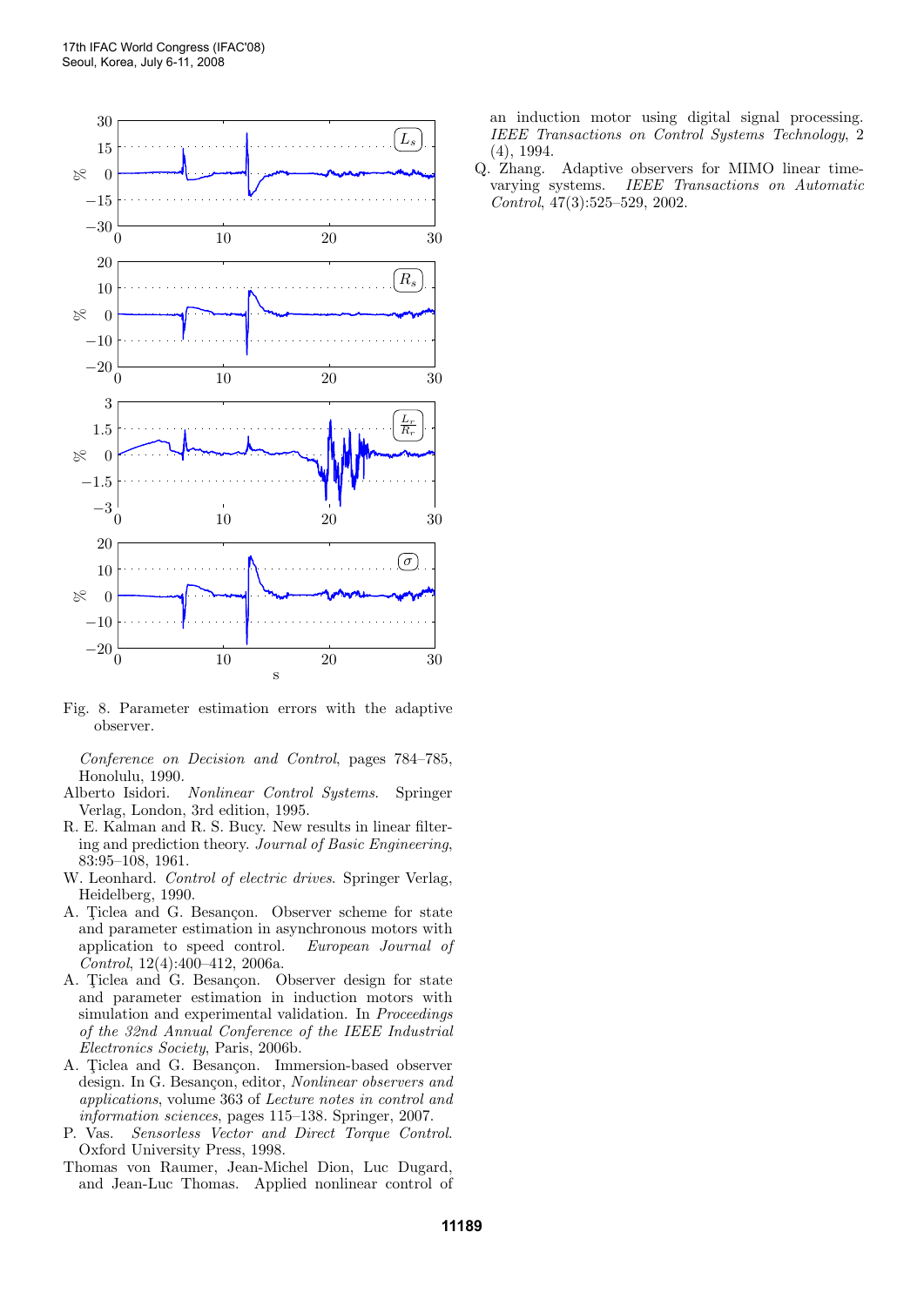30
15
0
−15
−30
%
$L_s$
0 10 20 30

20
10
0
−10
−20
%
$R_s$
0 10 20 30

3
1.5
0
−1.5
−3
%
$\frac{L_r}{R_r}$
0 10 20 30

20
10
0
−10
−20
%
$\sigma$
0 10 20 30
s

Fig. 8. Parameter estimation errors with the adaptive observer.

*Conference on Decision and Control*, pages 784–785, Honolulu, 1990.

Alberto Isidori. *Nonlinear Control Systems*. Springer Verlag, London, 3rd edition, 1995.

R. E. Kalman and R. S. Bucy. New results in linear filtering and prediction theory. *Journal of Basic Engineering*, 83:95–108, 1961.

W. Leonhard. *Control of electric drives*. Springer Verlag, Heidelberg, 1990.

A. Ţiclea and G. Besançon. Observer scheme for state and parameter estimation in asynchronous motors with application to speed control. *European Journal of Control*, 12(4):400–412, 2006a.

A. Ţiclea and G. Besançon. Observer design for state and parameter estimation in induction motors with simulation and experimental validation. In *Proceedings of the 32nd Annual Conference of the IEEE Industrial Electronics Society*, Paris, 2006b.

A. Ţiclea and G. Besançon. Immersion-based observer design. In G. Besançon, editor, *Nonlinear observers and applications*, volume 363 of *Lecture notes in control and information sciences*, pages 115–138. Springer, 2007.

P. Vas. *Sensorless Vector and Direct Torque Control*. Oxford University Press, 1998.

Thomas von Raumer, Jean-Michel Dion, Luc Dugard, and Jean-Luc Thomas. Applied nonlinear control of an induction motor using digital signal processing. *IEEE Transactions on Control Systems Technology*, 2 (4), 1994.

Q. Zhang. Adaptive observers for MIMO linear time-varying systems. *IEEE Transactions on Automatic Control*, 47(3):525–529, 2002.